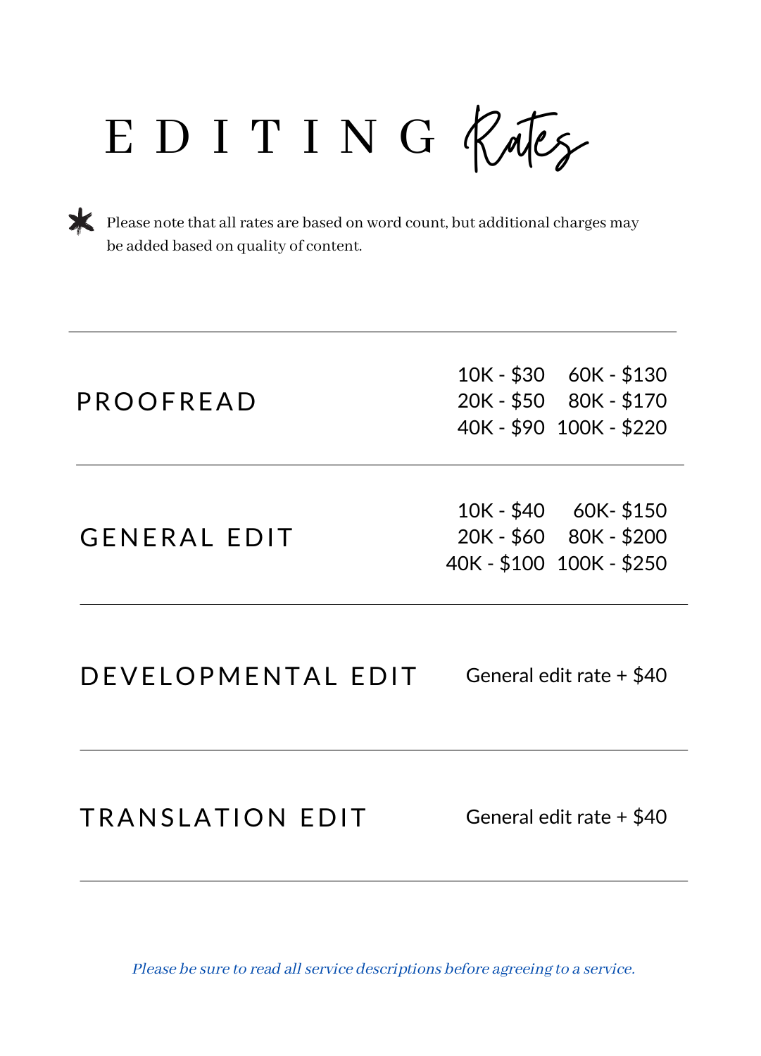# EDITING *Rates*

\* Please note that all rates are based on word count, but additional charges may be added based on quality of content.

---

## PROOFREAD

10K - $30 &nbsp; 60K - $130
20K - $50 &nbsp; 80K - $170
40K - $90 &nbsp; 100K - $220

---

## GENERAL EDIT

10K - $40 &nbsp; 60K- $150
20K - $60 &nbsp; 80K - $200
40K - $100 &nbsp; 100K - $250

---

## DEVELOPMENTAL EDIT

General edit rate + $40

---

## TRANSLATION EDIT

General edit rate + $40

---

*Please be sure to read all service descriptions before agreeing to a service.*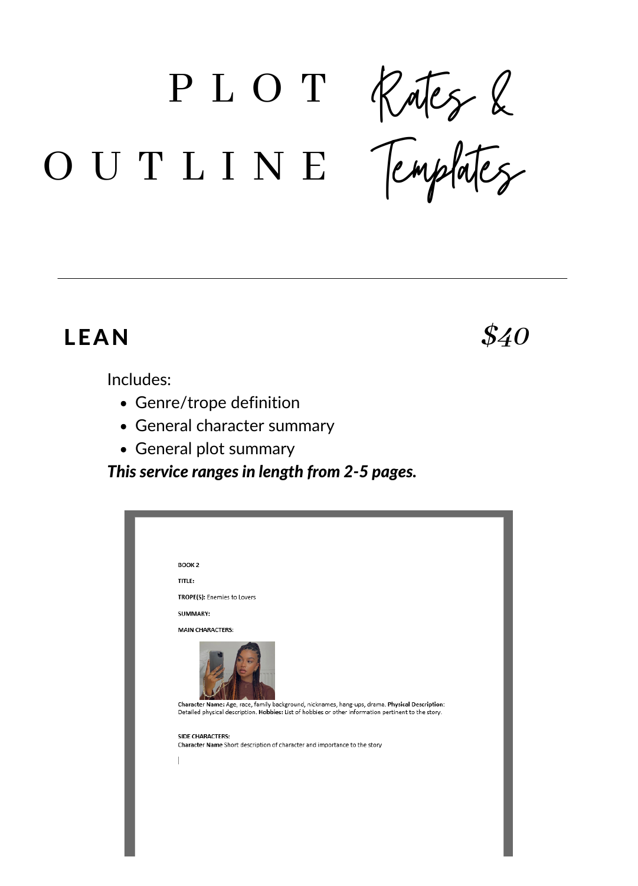# PLOT OUTLINE *Rates & Templates*

---

## LEAN *$40*

Includes:

- Genre/trope definition
- General character summary
- General plot summary

***This service ranges in length from 2-5 pages.***

BOOK 2

**TITLE:**

**TROPE(S):** Enemies to Lovers

**SUMMARY:**

**MAIN CHARACTERS:**

**Character Name:** Age, race, family background, nicknames, hang-ups, drama. **Physical Description**: Detailed physical description. **Hobbies:** List of hobbies or other information pertinent to the story.

**SIDE CHARACTERS:**

**Character Name** Short description of character and importance to the story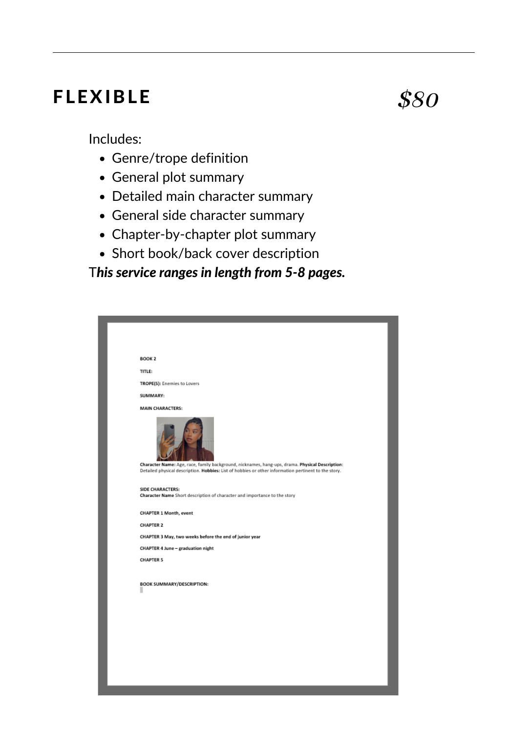## FLEXIBLE

*$80*

Includes:

- Genre/trope definition
- General plot summary
- Detailed main character summary
- General side character summary
- Chapter-by-chapter plot summary
- Short book/back cover description

***This service ranges in length from 5-8 pages.***

**BOOK 2**

**TITLE:**

**TROPE(S):** Enemies to Lovers

**SUMMARY:**

**MAIN CHARACTERS:**

**Character Name:** Age, race, family background, nicknames, hang-ups, drama. **Physical Description:** Detailed physical description. **Hobbies:** List of hobbies or other information pertinent to the story.

**SIDE CHARACTERS:**
**Character Name** Short description of character and importance to the story

**CHAPTER 1 Month, event**

**CHAPTER 2**

**CHAPTER 3 May, two weeks before the end of junior year**

**CHAPTER 4 June – graduation night**

**CHAPTER 5**

**BOOK SUMMARY/DESCRIPTION:**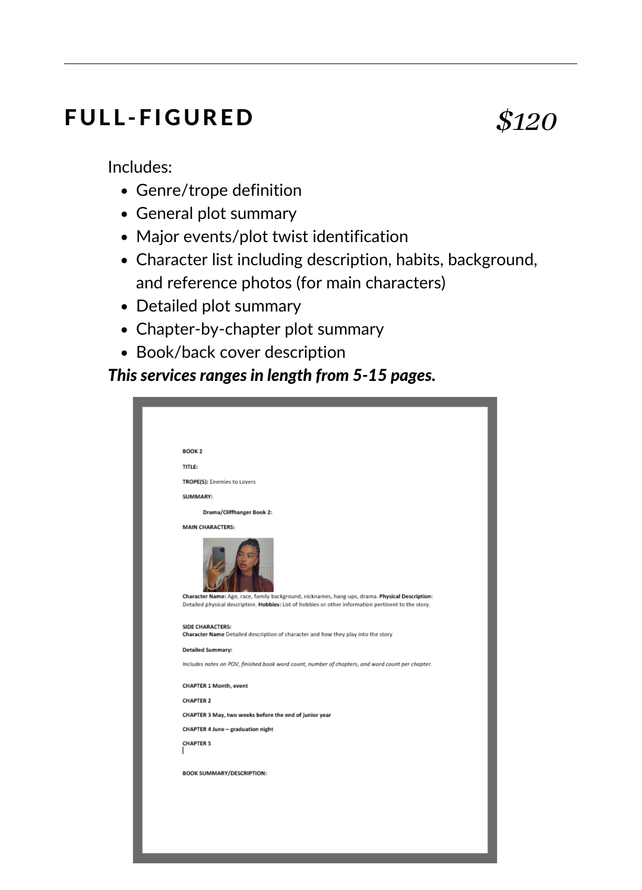## FULL-FIGURED

## *$120*

Includes:

- Genre/trope definition
- General plot summary
- Major events/plot twist identification
- Character list including description, habits, background, and reference photos (for main characters)
- Detailed plot summary
- Chapter-by-chapter plot summary
- Book/back cover description

***This services ranges in length from 5-15 pages.***

**BOOK 2**

**TITLE:**

**TROPE(S):** Enemies to Lovers

**SUMMARY:**

**Drama/Cliffhanger Book 2:**

**MAIN CHARACTERS:**

**Character Name:** Age, race, family background, nicknames, hang-ups, drama. **Physical Description:** Detailed physical description. **Hobbies:** List of hobbies or other information pertinent to the story.

**SIDE CHARACTERS:**

**Character Name** Detailed description of character and how they play into the story

**Detailed Summary:**

*Includes notes on POV, finished book word count, number of chapters, and word count per chapter.*

**CHAPTER 1 Month, event**

**CHAPTER 2**

**CHAPTER 3 May, two weeks before the end of junior year**

**CHAPTER 4 June – graduation night**

**CHAPTER 5**

**BOOK SUMMARY/DESCRIPTION:**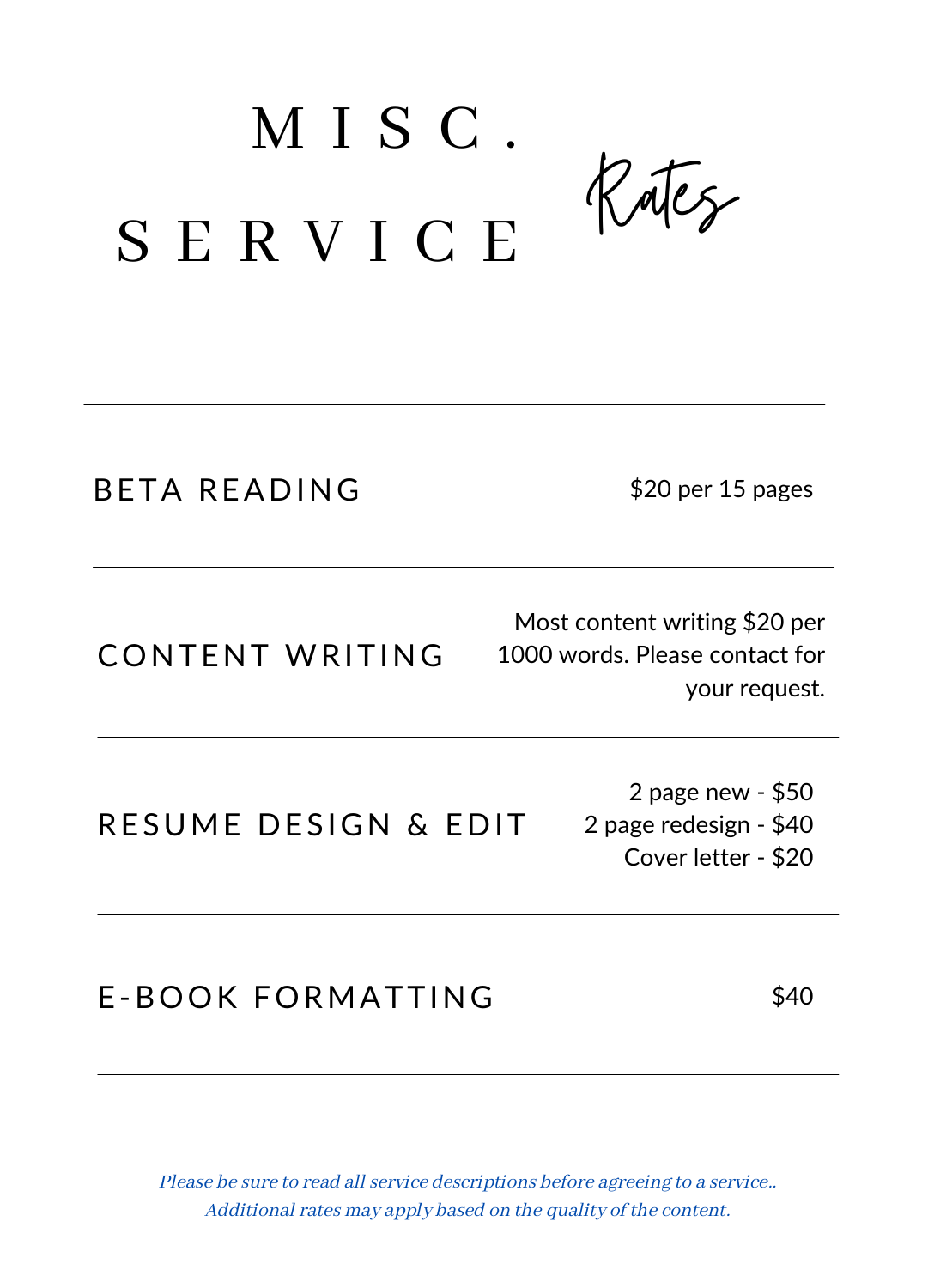# MISC. SERVICE *Rates*

| | |
|---|---|
| BETA READING | $20 per 15 pages |
| CONTENT WRITING | Most content writing $20 per 1000 words. Please contact for your request. |
| RESUME DESIGN & EDIT | 2 page new - $50<br>2 page redesign - $40<br>Cover letter - $20 |
| E-BOOK FORMATTING | $40 |

*Please be sure to read all service descriptions before agreeing to a service..*
*Additional rates may apply based on the quality of the content.*